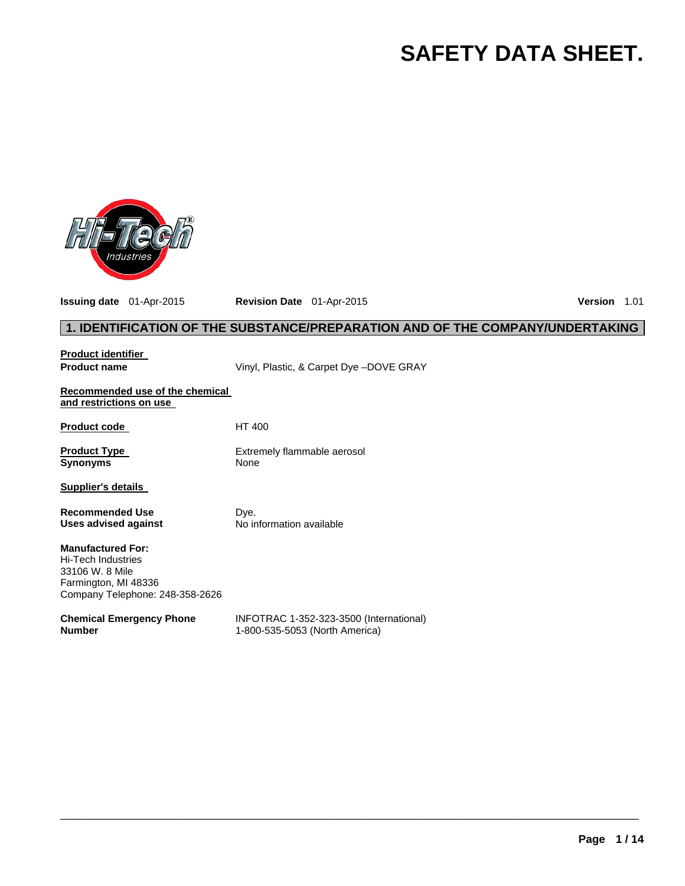# SAFETY DATA SHEET.

**Issuing date** 01-Apr-2015 **Revision Date** 01-Apr-2015 **Version** 1.01

## 1. IDENTIFICATION OF THE SUBSTANCE/PREPARATION AND OF THE COMPANY/UNDERTAKING

**Product identifier**

**Product name** Vinyl, Plastic, & Carpet Dye –DOVE GRAY

**Recommended use of the chemical and restrictions on use**

**Product code** HT 400

**Product Type** Extremely flammable aerosol

**Synonyms** None

**Supplier's details**

**Recommended Use** Dye.

**Uses advised against** No information available

**Manufactured For:**
Hi-Tech Industries
33106 W. 8 Mile
Farmington, MI 48336
Company Telephone: 248-358-2626

**Chemical Emergency Phone Number** INFOTRAC 1-352-323-3500 (International)
1-800-535-5053 (North America)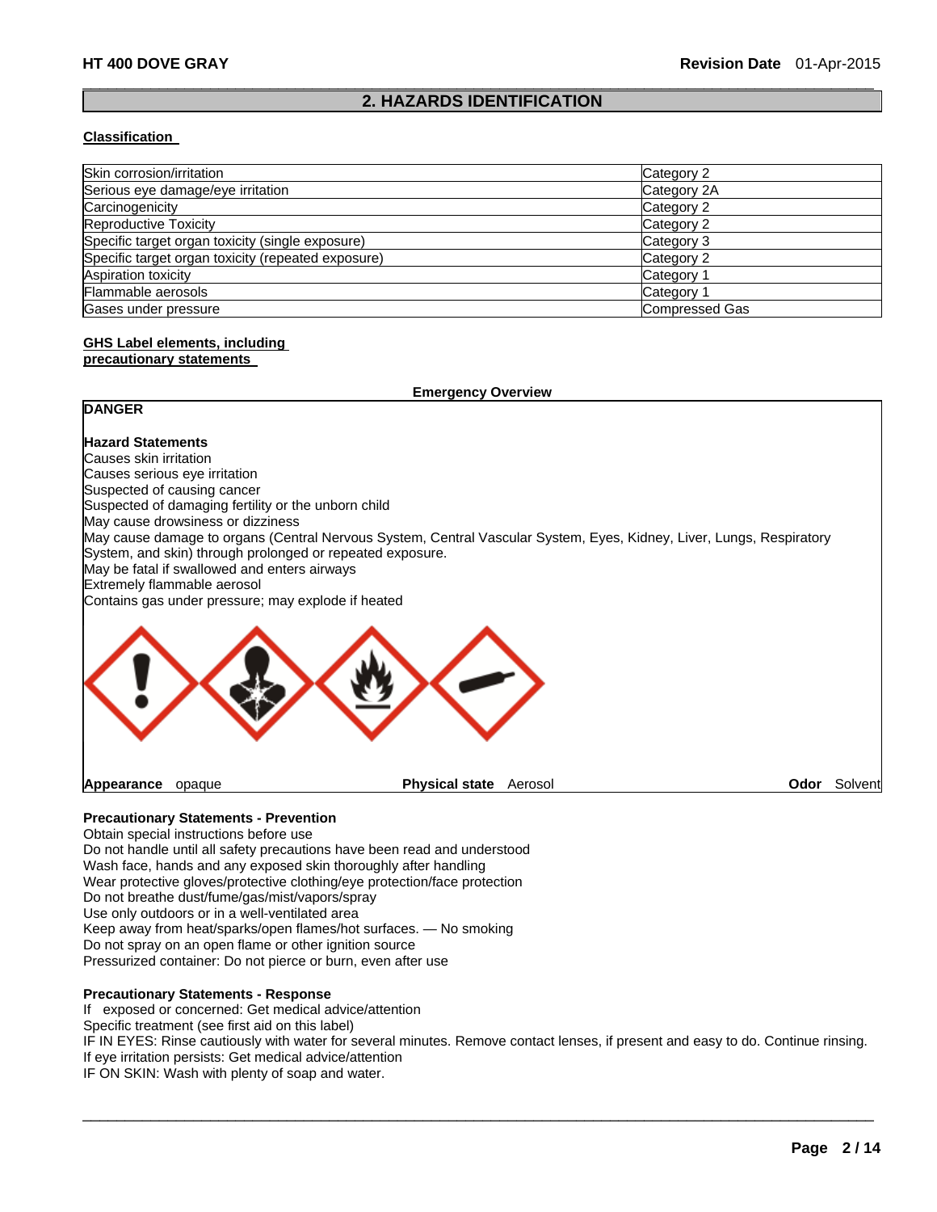## 2. HAZARDS IDENTIFICATION

**Classification**

| Hazard | Category |
| --- | --- |
| Skin corrosion/irritation | Category 2 |
| Serious eye damage/eye irritation | Category 2A |
| Carcinogenicity | Category 2 |
| Reproductive Toxicity | Category 2 |
| Specific target organ toxicity (single exposure) | Category 3 |
| Specific target organ toxicity (repeated exposure) | Category 2 |
| Aspiration toxicity | Category 1 |
| Flammable aerosols | Category 1 |
| Gases under pressure | Compressed Gas |

**GHS Label elements, including precautionary statements**

**Emergency Overview**

**DANGER**

**Hazard Statements**
Causes skin irritation
Causes serious eye irritation
Suspected of causing cancer
Suspected of damaging fertility or the unborn child
May cause drowsiness or dizziness
May cause damage to organs (Central Nervous System, Central Vascular System, Eyes, Kidney, Liver, Lungs, Respiratory System, and skin) through prolonged or repeated exposure.
May be fatal if swallowed and enters airways
Extremely flammable aerosol
Contains gas under pressure; may explode if heated

**Appearance** opaque  **Physical state** Aerosol  **Odor** Solvent

**Precautionary Statements - Prevention**
Obtain special instructions before use
Do not handle until all safety precautions have been read and understood
Wash face, hands and any exposed skin thoroughly after handling
Wear protective gloves/protective clothing/eye protection/face protection
Do not breathe dust/fume/gas/mist/vapors/spray
Use only outdoors or in a well-ventilated area
Keep away from heat/sparks/open flames/hot surfaces. — No smoking
Do not spray on an open flame or other ignition source
Pressurized container: Do not pierce or burn, even after use

**Precautionary Statements - Response**
If exposed or concerned: Get medical advice/attention
Specific treatment (see first aid on this label)
IF IN EYES: Rinse cautiously with water for several minutes. Remove contact lenses, if present and easy to do. Continue rinsing.
If eye irritation persists: Get medical advice/attention
IF ON SKIN: Wash with plenty of soap and water.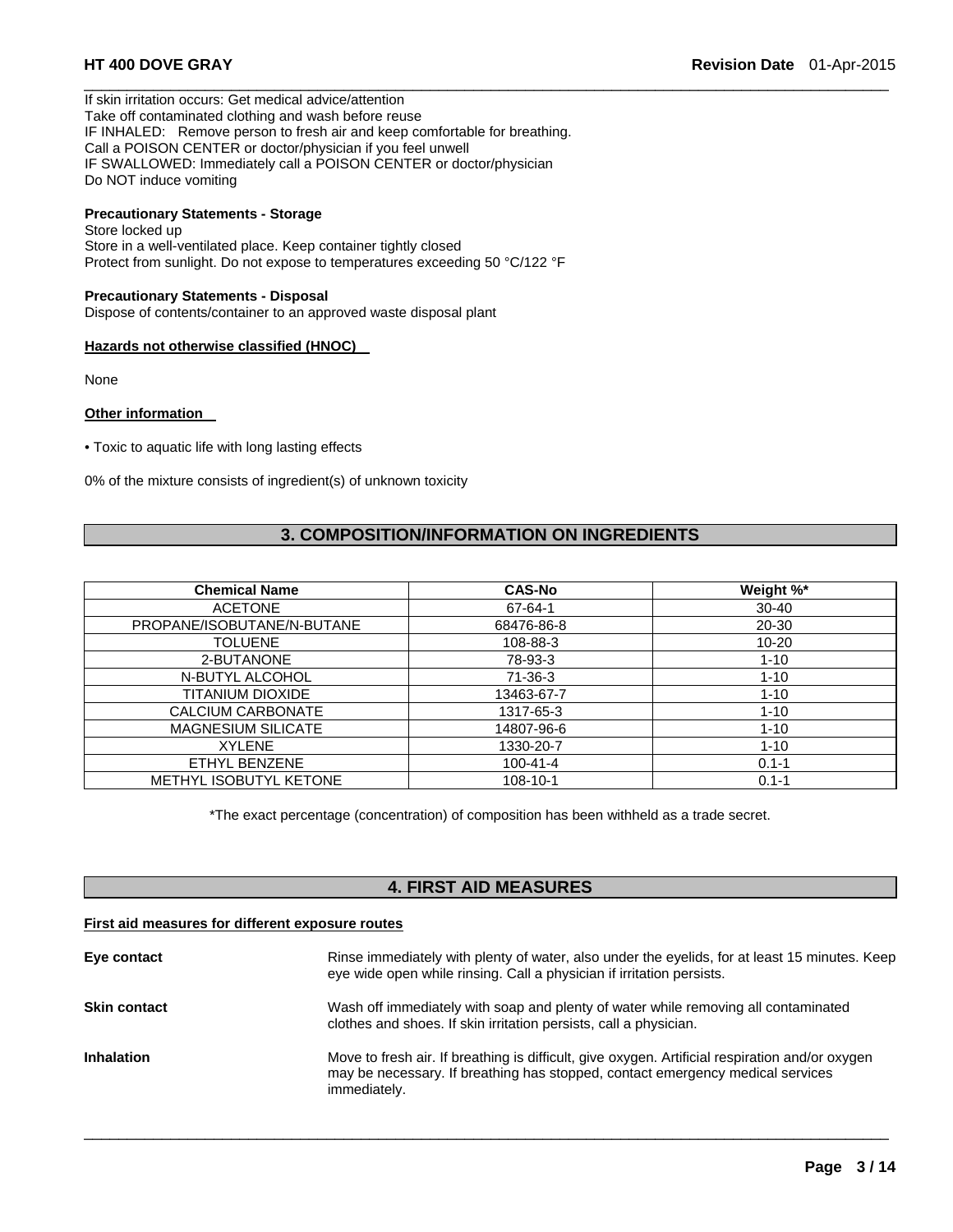If skin irritation occurs: Get medical advice/attention
Take off contaminated clothing and wash before reuse
IF INHALED: Remove person to fresh air and keep comfortable for breathing.
Call a POISON CENTER or doctor/physician if you feel unwell
IF SWALLOWED: Immediately call a POISON CENTER or doctor/physician
Do NOT induce vomiting

**Precautionary Statements - Storage**
Store locked up
Store in a well-ventilated place. Keep container tightly closed
Protect from sunlight. Do not expose to temperatures exceeding 50 °C/122 °F

**Precautionary Statements - Disposal**
Dispose of contents/container to an approved waste disposal plant

**Hazards not otherwise classified (HNOC)**

None

**Other information**

• Toxic to aquatic life with long lasting effects

0% of the mixture consists of ingredient(s) of unknown toxicity

## 3. COMPOSITION/INFORMATION ON INGREDIENTS

| Chemical Name | CAS-No | Weight %* |
|---|---|---|
| ACETONE | 67-64-1 | 30-40 |
| PROPANE/ISOBUTANE/N-BUTANE | 68476-86-8 | 20-30 |
| TOLUENE | 108-88-3 | 10-20 |
| 2-BUTANONE | 78-93-3 | 1-10 |
| N-BUTYL ALCOHOL | 71-36-3 | 1-10 |
| TITANIUM DIOXIDE | 13463-67-7 | 1-10 |
| CALCIUM CARBONATE | 1317-65-3 | 1-10 |
| MAGNESIUM SILICATE | 14807-96-6 | 1-10 |
| XYLENE | 1330-20-7 | 1-10 |
| ETHYL BENZENE | 100-41-4 | 0.1-1 |
| METHYL ISOBUTYL KETONE | 108-10-1 | 0.1-1 |

*The exact percentage (concentration) of composition has been withheld as a trade secret.

## 4. FIRST AID MEASURES

**First aid measures for different exposure routes**

**Eye contact** Rinse immediately with plenty of water, also under the eyelids, for at least 15 minutes. Keep eye wide open while rinsing. Call a physician if irritation persists.

**Skin contact** Wash off immediately with soap and plenty of water while removing all contaminated clothes and shoes. If skin irritation persists, call a physician.

**Inhalation** Move to fresh air. If breathing is difficult, give oxygen. Artificial respiration and/or oxygen may be necessary. If breathing has stopped, contact emergency medical services immediately.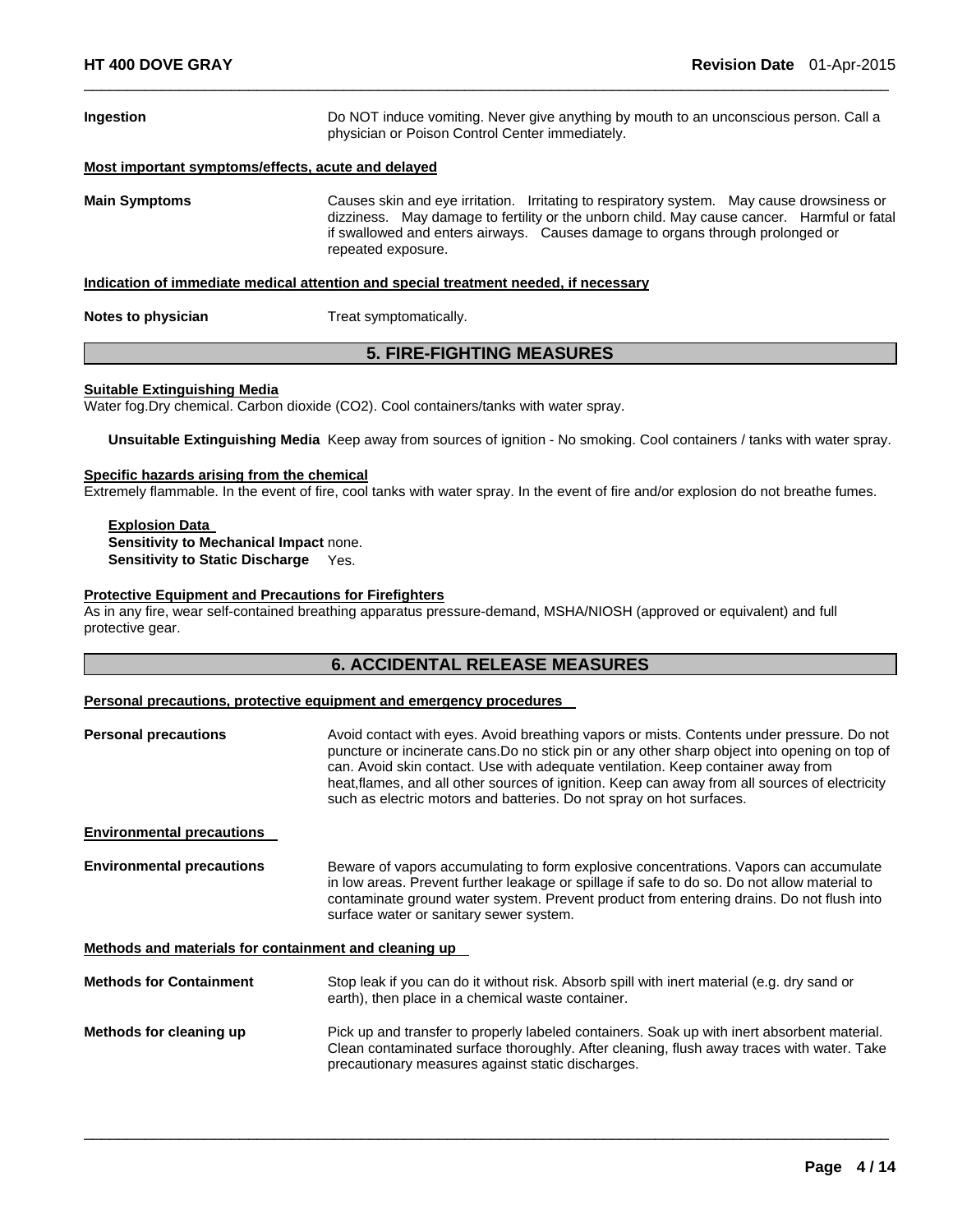**Ingestion** Do NOT induce vomiting. Never give anything by mouth to an unconscious person. Call a physician or Poison Control Center immediately.

**Most important symptoms/effects, acute and delayed**

**Main Symptoms** Causes skin and eye irritation. Irritating to respiratory system. May cause drowsiness or dizziness. May damage to fertility or the unborn child. May cause cancer. Harmful or fatal if swallowed and enters airways. Causes damage to organs through prolonged or repeated exposure.

**Indication of immediate medical attention and special treatment needed, if necessary**

**Notes to physician** Treat symptomatically.

## 5. FIRE-FIGHTING MEASURES

**Suitable Extinguishing Media**

Water fog.Dry chemical. Carbon dioxide ($CO_2$). Cool containers/tanks with water spray.

**Unsuitable Extinguishing Media** Keep away from sources of ignition - No smoking. Cool containers / tanks with water spray.

**Specific hazards arising from the chemical**

Extremely flammable. In the event of fire, cool tanks with water spray. In the event of fire and/or explosion do not breathe fumes.

**Explosion Data**

**Sensitivity to Mechanical Impact** none.

**Sensitivity to Static Discharge** Yes.

**Protective Equipment and Precautions for Firefighters**

As in any fire, wear self-contained breathing apparatus pressure-demand, MSHA/NIOSH (approved or equivalent) and full protective gear.

## 6. ACCIDENTAL RELEASE MEASURES

**Personal precautions, protective equipment and emergency procedures**

**Personal precautions** Avoid contact with eyes. Avoid breathing vapors or mists. Contents under pressure. Do not puncture or incinerate cans.Do no stick pin or any other sharp object into opening on top of can. Avoid skin contact. Use with adequate ventilation. Keep container away from heat,flames, and all other sources of ignition. Keep can away from all sources of electricity such as electric motors and batteries. Do not spray on hot surfaces.

**Environmental precautions**

**Environmental precautions** Beware of vapors accumulating to form explosive concentrations. Vapors can accumulate in low areas. Prevent further leakage or spillage if safe to do so. Do not allow material to contaminate ground water system. Prevent product from entering drains. Do not flush into surface water or sanitary sewer system.

**Methods and materials for containment and cleaning up**

**Methods for Containment** Stop leak if you can do it without risk. Absorb spill with inert material (e.g. dry sand or earth), then place in a chemical waste container.

**Methods for cleaning up** Pick up and transfer to properly labeled containers. Soak up with inert absorbent material. Clean contaminated surface thoroughly. After cleaning, flush away traces with water. Take precautionary measures against static discharges.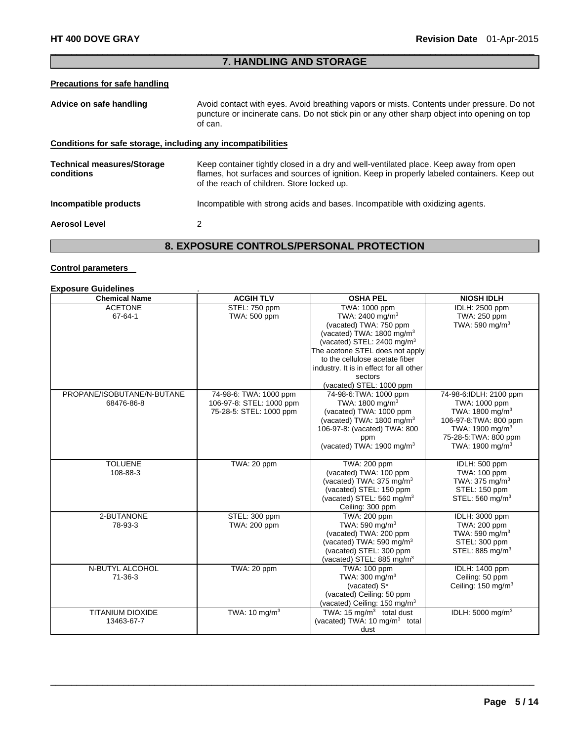## 7. HANDLING AND STORAGE

**Precautions for safe handling**

**Advice on safe handling** Avoid contact with eyes. Avoid breathing vapors or mists. Contents under pressure. Do not puncture or incinerate cans. Do not stick pin or any other sharp object into opening on top of can.

**Conditions for safe storage, including any incompatibilities**

**Technical measures/Storage conditions** Keep container tightly closed in a dry and well-ventilated place. Keep away from open flames, hot surfaces and sources of ignition. Keep in properly labeled containers. Keep out of the reach of children. Store locked up.

**Incompatible products** Incompatible with strong acids and bases. Incompatible with oxidizing agents.

**Aerosol Level** 2

## 8. EXPOSURE CONTROLS/PERSONAL PROTECTION

**Control parameters**

**Exposure Guidelines** .

| Chemical Name | ACGIH TLV | OSHA PEL | NIOSH IDLH |
|---|---|---|---|
| ACETONE<br>67-64-1 | STEL: 750 ppm<br>TWA: 500 ppm | TWA: 1000 ppm<br>TWA: 2400 mg/m$^3$<br>(vacated) TWA: 750 ppm<br>(vacated) TWA: 1800 mg/m$^3$<br>(vacated) STEL: 2400 mg/m$^3$<br>The acetone STEL does not apply to the cellulose acetate fiber industry. It is in effect for all other sectors<br>(vacated) STEL: 1000 ppm | IDLH: 2500 ppm<br>TWA: 250 ppm<br>TWA: 590 mg/m$^3$ |
| PROPANE/ISOBUTANE/N-BUTANE<br>68476-86-8 | 74-98-6: TWA: 1000 ppm<br>106-97-8: STEL: 1000 ppm<br>75-28-5: STEL: 1000 ppm | 74-98-6:TWA: 1000 ppm<br>TWA: 1800 mg/m$^3$<br>(vacated) TWA: 1000 ppm<br>(vacated) TWA: 1800 mg/m$^3$<br>106-97-8: (vacated) TWA: 800 ppm<br>(vacated) TWA: 1900 mg/m$^3$ | 74-98-6:IDLH: 2100 ppm<br>TWA: 1000 ppm<br>TWA: 1800 mg/m$^3$<br>106-97-8:TWA: 800 ppm<br>TWA: 1900 mg/m$^3$<br>75-28-5:TWA: 800 ppm<br>TWA: 1900 mg/m$^3$ |
| TOLUENE<br>108-88-3 | TWA: 20 ppm | TWA: 200 ppm<br>(vacated) TWA: 100 ppm<br>(vacated) TWA: 375 mg/m$^3$<br>(vacated) STEL: 150 ppm<br>(vacated) STEL: 560 mg/m$^3$<br>Ceiling: 300 ppm | IDLH: 500 ppm<br>TWA: 100 ppm<br>TWA: 375 mg/m$^3$<br>STEL: 150 ppm<br>STEL: 560 mg/m$^3$ |
| 2-BUTANONE<br>78-93-3 | STEL: 300 ppm<br>TWA: 200 ppm | TWA: 200 ppm<br>TWA: 590 mg/m$^3$<br>(vacated) TWA: 200 ppm<br>(vacated) TWA: 590 mg/m$^3$<br>(vacated) STEL: 300 ppm<br>(vacated) STEL: 885 mg/m$^3$ | IDLH: 3000 ppm<br>TWA: 200 ppm<br>TWA: 590 mg/m$^3$<br>STEL: 300 ppm<br>STEL: 885 mg/m$^3$ |
| N-BUTYL ALCOHOL<br>71-36-3 | TWA: 20 ppm | TWA: 100 ppm<br>TWA: 300 mg/m$^3$<br>(vacated) S*<br>(vacated) Ceiling: 50 ppm<br>(vacated) Ceiling: 150 mg/m$^3$ | IDLH: 1400 ppm<br>Ceiling: 50 ppm<br>Ceiling: 150 mg/m$^3$ |
| TITANIUM DIOXIDE<br>13463-67-7 | TWA: 10 mg/m$^3$ | TWA: 15 mg/m$^3$ total dust<br>(vacated) TWA: 10 mg/m$^3$ total dust | IDLH: 5000 mg/m$^3$ |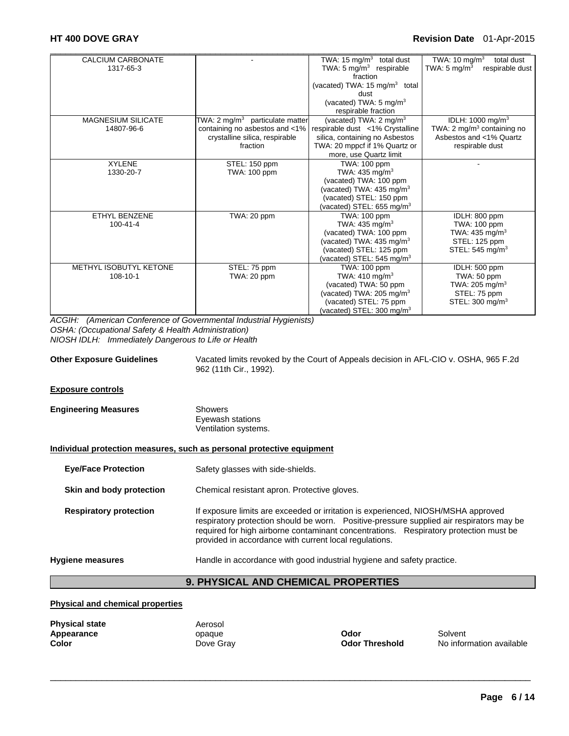| | | | |
|---|---|---|---|
| CALCIUM CARBONATE 1317-65-3 | - | TWA: 15 mg/m$^3$ total dust<br>TWA: 5 mg/m$^3$ respirable fraction<br>(vacated) TWA: 15 mg/m$^3$ total dust<br>(vacated) TWA: 5 mg/m$^3$ respirable fraction | TWA: 10 mg/m$^3$ total dust<br>TWA: 5 mg/m$^3$ respirable dust |
| MAGNESIUM SILICATE 14807-96-6 | TWA: 2 mg/m$^3$ particulate matter containing no asbestos and <1% crystalline silica, respirable fraction | (vacated) TWA: 2 mg/m$^3$ respirable dust <1% Crystalline silica, containing no Asbestos<br>TWA: 20 mppcf if 1% Quartz or more, use Quartz limit | IDLH: 1000 mg/m$^3$<br>TWA: 2 mg/m$^3$ containing no Asbestos and <1% Quartz respirable dust |
| XYLENE 1330-20-7 | STEL: 150 ppm<br>TWA: 100 ppm | TWA: 100 ppm<br>TWA: 435 mg/m$^3$<br>(vacated) TWA: 100 ppm<br>(vacated) TWA: 435 mg/m$^3$<br>(vacated) STEL: 150 ppm<br>(vacated) STEL: 655 mg/m$^3$ | - |
| ETHYL BENZENE 100-41-4 | TWA: 20 ppm | TWA: 100 ppm<br>TWA: 435 mg/m$^3$<br>(vacated) TWA: 100 ppm<br>(vacated) TWA: 435 mg/m$^3$<br>(vacated) STEL: 125 ppm<br>(vacated) STEL: 545 mg/m$^3$ | IDLH: 800 ppm<br>TWA: 100 ppm<br>TWA: 435 mg/m$^3$<br>STEL: 125 ppm<br>STEL: 545 mg/m$^3$ |
| METHYL ISOBUTYL KETONE 108-10-1 | STEL: 75 ppm<br>TWA: 20 ppm | TWA: 100 ppm<br>TWA: 410 mg/m$^3$<br>(vacated) TWA: 50 ppm<br>(vacated) TWA: 205 mg/m$^3$<br>(vacated) STEL: 75 ppm<br>(vacated) STEL: 300 mg/m$^3$ | IDLH: 500 ppm<br>TWA: 50 ppm<br>TWA: 205 mg/m$^3$<br>STEL: 75 ppm<br>STEL: 300 mg/m$^3$ |

*ACGIH: (American Conference of Governmental Industrial Hygienists)*
*OSHA: (Occupational Safety & Health Administration)*
*NIOSH IDLH: Immediately Dangerous to Life or Health*

**Other Exposure Guidelines** Vacated limits revoked by the Court of Appeals decision in AFL-CIO v. OSHA, 965 F.2d 962 (11th Cir., 1992).

**Exposure controls**

**Engineering Measures**
Showers
Eyewash stations
Ventilation systems.

**Individual protection measures, such as personal protective equipment**

**Eye/Face Protection** Safety glasses with side-shields.

**Skin and body protection** Chemical resistant apron. Protective gloves.

**Respiratory protection** If exposure limits are exceeded or irritation is experienced, NIOSH/MSHA approved respiratory protection should be worn. Positive-pressure supplied air respirators may be required for high airborne contaminant concentrations. Respiratory protection must be provided in accordance with current local regulations.

**Hygiene measures** Handle in accordance with good industrial hygiene and safety practice.

## 9. PHYSICAL AND CHEMICAL PROPERTIES

**Physical and chemical properties**

**Physical state** Aerosol
**Appearance** opaque
**Color** Dove Gray
**Odor** Solvent
**Odor Threshold** No information available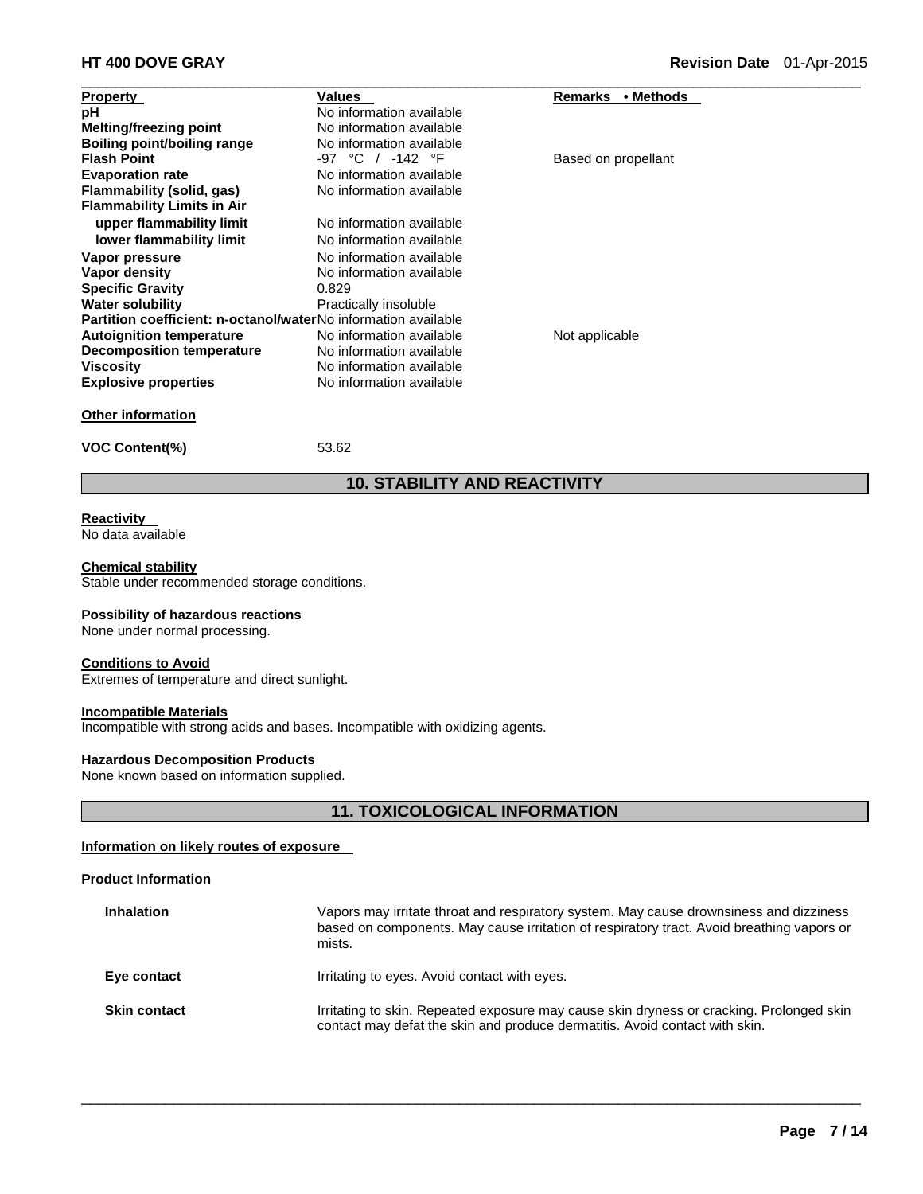| Property | Values | Remarks • Methods |
|---|---|---|
| pH | No information available | |
| Melting/freezing point | No information available | |
| Boiling point/boiling range | No information available | |
| Flash Point | -97 °C / -142 °F | Based on propellant |
| Evaporation rate | No information available | |
| Flammability (solid, gas) | No information available | |
| Flammability Limits in Air | | |
| upper flammability limit | No information available | |
| lower flammability limit | No information available | |
| Vapor pressure | No information available | |
| Vapor density | No information available | |
| Specific Gravity | 0.829 | |
| Water solubility | Practically insoluble | |
| Partition coefficient: n-octanol/water | No information available | |
| Autoignition temperature | No information available | Not applicable |
| Decomposition temperature | No information available | |
| Viscosity | No information available | |
| Explosive properties | No information available | |

**Other information**

| | |
|---|---|
| VOC Content(%) | 53.62 |

## 10. STABILITY AND REACTIVITY

**Reactivity**
No data available

**Chemical stability**
Stable under recommended storage conditions.

**Possibility of hazardous reactions**
None under normal processing.

**Conditions to Avoid**
Extremes of temperature and direct sunlight.

**Incompatible Materials**
Incompatible with strong acids and bases. Incompatible with oxidizing agents.

**Hazardous Decomposition Products**
None known based on information supplied.

## 11. TOXICOLOGICAL INFORMATION

**Information on likely routes of exposure**

**Product Information**

| | |
|---|---|
| **Inhalation** | Vapors may irritate throat and respiratory system. May cause drownsiness and dizziness based on components. May cause irritation of respiratory tract. Avoid breathing vapors or mists. |
| **Eye contact** | Irritating to eyes. Avoid contact with eyes. |
| **Skin contact** | Irritating to skin. Repeated exposure may cause skin dryness or cracking. Prolonged skin contact may defat the skin and produce dermatitis. Avoid contact with skin. |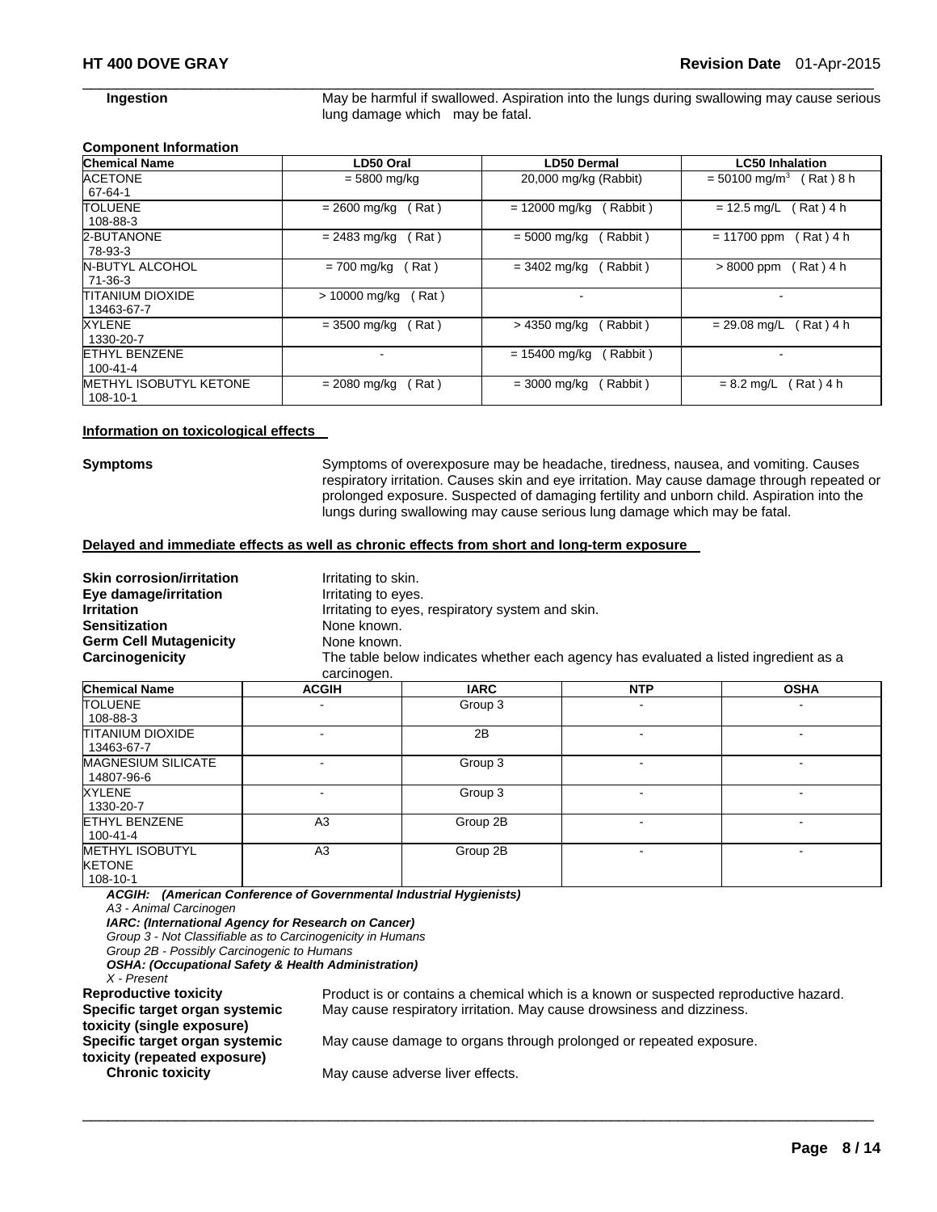**Ingestion** May be harmful if swallowed. Aspiration into the lungs during swallowing may cause serious lung damage which may be fatal.

**Component Information**

| Chemical Name | LD50 Oral | LD50 Dermal | LC50 Inhalation |
|---|---|---|---|
| ACETONE 67-64-1 | = 5800 mg/kg | 20,000 mg/kg (Rabbit) | = 50100 mg/m$^3$ ( Rat ) 8 h |
| TOLUENE 108-88-3 | = 2600 mg/kg ( Rat ) | = 12000 mg/kg ( Rabbit ) | = 12.5 mg/L ( Rat ) 4 h |
| 2-BUTANONE 78-93-3 | = 2483 mg/kg ( Rat ) | = 5000 mg/kg ( Rabbit ) | = 11700 ppm ( Rat ) 4 h |
| N-BUTYL ALCOHOL 71-36-3 | = 700 mg/kg ( Rat ) | = 3402 mg/kg ( Rabbit ) | > 8000 ppm ( Rat ) 4 h |
| TITANIUM DIOXIDE 13463-67-7 | > 10000 mg/kg ( Rat ) | - | - |
| XYLENE 1330-20-7 | = 3500 mg/kg ( Rat ) | > 4350 mg/kg ( Rabbit ) | = 29.08 mg/L ( Rat ) 4 h |
| ETHYL BENZENE 100-41-4 | - | = 15400 mg/kg ( Rabbit ) | - |
| METHYL ISOBUTYL KETONE 108-10-1 | = 2080 mg/kg ( Rat ) | = 3000 mg/kg ( Rabbit ) | = 8.2 mg/L ( Rat ) 4 h |

**Information on toxicological effects**

**Symptoms** Symptoms of overexposure may be headache, tiredness, nausea, and vomiting. Causes respiratory irritation. Causes skin and eye irritation. May cause damage through repeated or prolonged exposure. Suspected of damaging fertility and unborn child. Aspiration into the lungs during swallowing may cause serious lung damage which may be fatal.

**Delayed and immediate effects as well as chronic effects from short and long-term exposure**

**Skin corrosion/irritation** Irritating to skin.
**Eye damage/irritation** Irritating to eyes.
**Irritation** Irritating to eyes, respiratory system and skin.
**Sensitization** None known.
**Germ Cell Mutagenicity** None known.
**Carcinogenicity** The table below indicates whether each agency has evaluated a listed ingredient as a carcinogen.

| Chemical Name | ACGIH | IARC | NTP | OSHA |
|---|---|---|---|---|
| TOLUENE 108-88-3 | - | Group 3 | - | - |
| TITANIUM DIOXIDE 13463-67-7 | - | 2B | - | - |
| MAGNESIUM SILICATE 14807-96-6 | - | Group 3 | - | - |
| XYLENE 1330-20-7 | - | Group 3 | - | - |
| ETHYL BENZENE 100-41-4 | A3 | Group 2B | - | - |
| METHYL ISOBUTYL KETONE 108-10-1 | A3 | Group 2B | - | - |

***ACGIH: (American Conference of Governmental Industrial Hygienists)***
*A3 - Animal Carcinogen*
***IARC: (International Agency for Research on Cancer)***
*Group 3 - Not Classifiable as to Carcinogenicity in Humans*
*Group 2B - Possibly Carcinogenic to Humans*
***OSHA: (Occupational Safety & Health Administration)***
*X - Present*

**Reproductive toxicity** Product is or contains a chemical which is a known or suspected reproductive hazard.
**Specific target organ systemic toxicity (single exposure)** May cause respiratory irritation. May cause drowsiness and dizziness.
**Specific target organ systemic toxicity (repeated exposure)** May cause damage to organs through prolonged or repeated exposure.
**Chronic toxicity** May cause adverse liver effects.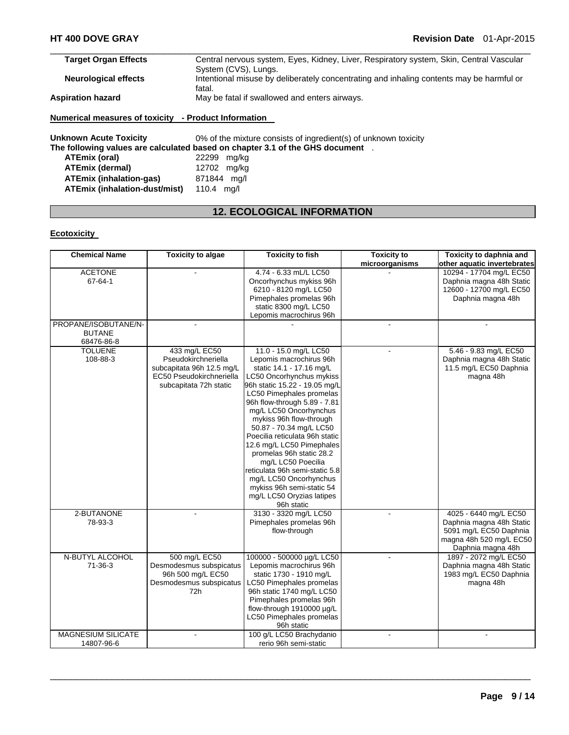| | |
|---|---|
| **Target Organ Effects** | Central nervous system, Eyes, Kidney, Liver, Respiratory system, Skin, Central Vascular System (CVS), Lungs. |
| **Neurological effects** | Intentional misuse by deliberately concentrating and inhaling contents may be harmful or fatal. |
| **Aspiration hazard** | May be fatal if swallowed and enters airways. |

**Numerical measures of toxicity - Product Information**

**Unknown Acute Toxicity** 0% of the mixture consists of ingredient(s) of unknown toxicity

**The following values are calculated based on chapter 3.1 of the GHS document** .

| | |
|---|---|
| **ATEmix (oral)** | 22299 mg/kg |
| **ATEmix (dermal)** | 12702 mg/kg |
| **ATEmix (inhalation-gas)** | 871844 mg/l |
| **ATEmix (inhalation-dust/mist)** | 110.4 mg/l |

## 12. ECOLOGICAL INFORMATION

**Ecotoxicity**

| Chemical Name | Toxicity to algae | Toxicity to fish | Toxicity to microorganisms | Toxicity to daphnia and other aquatic invertebrates |
|---|---|---|---|---|
| ACETONE 67-64-1 | - | 4.74 - 6.33 mL/L LC50 Oncorhynchus mykiss 96h 6210 - 8120 mg/L LC50 Pimephales promelas 96h static 8300 mg/L LC50 Lepomis macrochirus 96h | - | 10294 - 17704 mg/L EC50 Daphnia magna 48h Static 12600 - 12700 mg/L EC50 Daphnia magna 48h |
| PROPANE/ISOBUTANE/N-BUTANE 68476-86-8 | - | - | - | - |
| TOLUENE 108-88-3 | 433 mg/L EC50 Pseudokirchneriella subcapitata 96h 12.5 mg/L EC50 Pseudokirchneriella subcapitata 72h static | 11.0 - 15.0 mg/L LC50 Lepomis macrochirus 96h static 14.1 - 17.16 mg/L LC50 Oncorhynchus mykiss 96h static 15.22 - 19.05 mg/L LC50 Pimephales promelas 96h flow-through 5.89 - 7.81 mg/L LC50 Oncorhynchus mykiss 96h flow-through 50.87 - 70.34 mg/L LC50 Poecilia reticulata 96h static 12.6 mg/L LC50 Pimephales promelas 96h static 28.2 mg/L LC50 Poecilia reticulata 96h semi-static 5.8 mg/L LC50 Oncorhynchus mykiss 96h semi-static 54 mg/L LC50 Oryzias latipes 96h static | - | 5.46 - 9.83 mg/L EC50 Daphnia magna 48h Static 11.5 mg/L EC50 Daphnia magna 48h |
| 2-BUTANONE 78-93-3 | - | 3130 - 3320 mg/L LC50 Pimephales promelas 96h flow-through | - | 4025 - 6440 mg/L EC50 Daphnia magna 48h Static 5091 mg/L EC50 Daphnia magna 48h 520 mg/L EC50 Daphnia magna 48h |
| N-BUTYL ALCOHOL 71-36-3 | 500 mg/L EC50 Desmodesmus subspicatus 96h 500 mg/L EC50 Desmodesmus subspicatus 72h | 100000 - 500000 µg/L LC50 Lepomis macrochirus 96h static 1730 - 1910 mg/L LC50 Pimephales promelas 96h static 1740 mg/L LC50 Pimephales promelas 96h flow-through 1910000 µg/L LC50 Pimephales promelas 96h static | - | 1897 - 2072 mg/L EC50 Daphnia magna 48h Static 1983 mg/L EC50 Daphnia magna 48h |
| MAGNESIUM SILICATE 14807-96-6 | - | 100 g/L LC50 Brachydanio rerio 96h semi-static | - | - |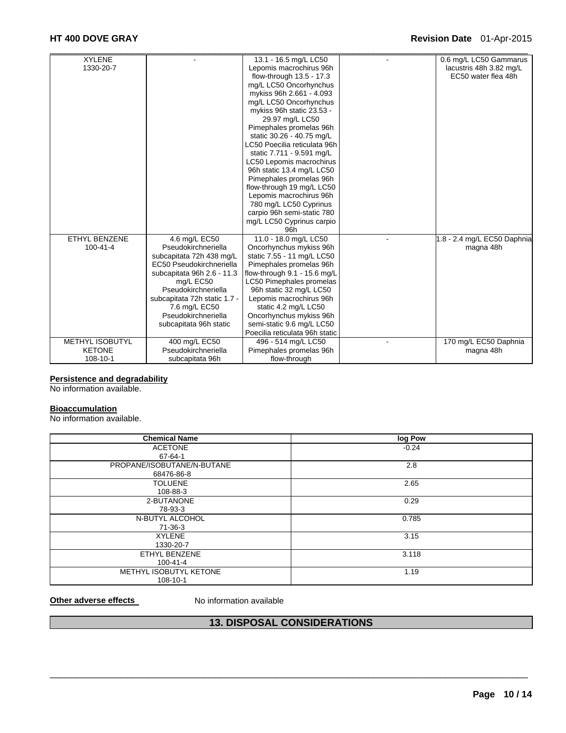| | | | | |
|---|---|---|---|---|
| XYLENE<br>1330-20-7 | - | 13.1 - 16.5 mg/L LC50 Lepomis macrochirus 96h flow-through 13.5 - 17.3 mg/L LC50 Oncorhynchus mykiss 96h 2.661 - 4.093 mg/L LC50 Oncorhynchus mykiss 96h static 23.53 - 29.97 mg/L LC50 Pimephales promelas 96h static 30.26 - 40.75 mg/L LC50 Poecilia reticulata 96h static 7.711 - 9.591 mg/L LC50 Lepomis macrochirus 96h static 13.4 mg/L LC50 Pimephales promelas 96h flow-through 19 mg/L LC50 Lepomis macrochirus 96h 780 mg/L LC50 Cyprinus carpio 96h semi-static 780 mg/L LC50 Cyprinus carpio 96h | - | 0.6 mg/L LC50 Gammarus lacustris 48h 3.82 mg/L EC50 water flea 48h |
| ETHYL BENZENE<br>100-41-4 | 4.6 mg/L EC50 Pseudokirchneriella subcapitata 72h 438 mg/L EC50 Pseudokirchneriella subcapitata 96h 2.6 - 11.3 mg/L EC50 Pseudokirchneriella subcapitata 72h static 1.7 - 7.6 mg/L EC50 Pseudokirchneriella subcapitata 96h static | 11.0 - 18.0 mg/L LC50 Oncorhynchus mykiss 96h static 7.55 - 11 mg/L LC50 Pimephales promelas 96h flow-through 9.1 - 15.6 mg/L LC50 Pimephales promelas 96h static 32 mg/L LC50 Lepomis macrochirus 96h static 4.2 mg/L LC50 Oncorhynchus mykiss 96h semi-static 9.6 mg/L LC50 Poecilia reticulata 96h static | - | 1.8 - 2.4 mg/L EC50 Daphnia magna 48h |
| METHYL ISOBUTYL KETONE<br>108-10-1 | 400 mg/L EC50 Pseudokirchneriella subcapitata 96h | 496 - 514 mg/L LC50 Pimephales promelas 96h flow-through | - | 170 mg/L EC50 Daphnia magna 48h |

**Persistence and degradability**

No information available.

**Bioaccumulation**

No information available.

| Chemical Name | log Pow |
|---|---|
| ACETONE<br>67-64-1 | -0.24 |
| PROPANE/ISOBUTANE/N-BUTANE<br>68476-86-8 | 2.8 |
| TOLUENE<br>108-88-3 | 2.65 |
| 2-BUTANONE<br>78-93-3 | 0.29 |
| N-BUTYL ALCOHOL<br>71-36-3 | 0.785 |
| XYLENE<br>1330-20-7 | 3.15 |
| ETHYL BENZENE<br>100-41-4 | 3.118 |
| METHYL ISOBUTYL KETONE<br>108-10-1 | 1.19 |

**Other adverse effects** No information available

## 13. DISPOSAL CONSIDERATIONS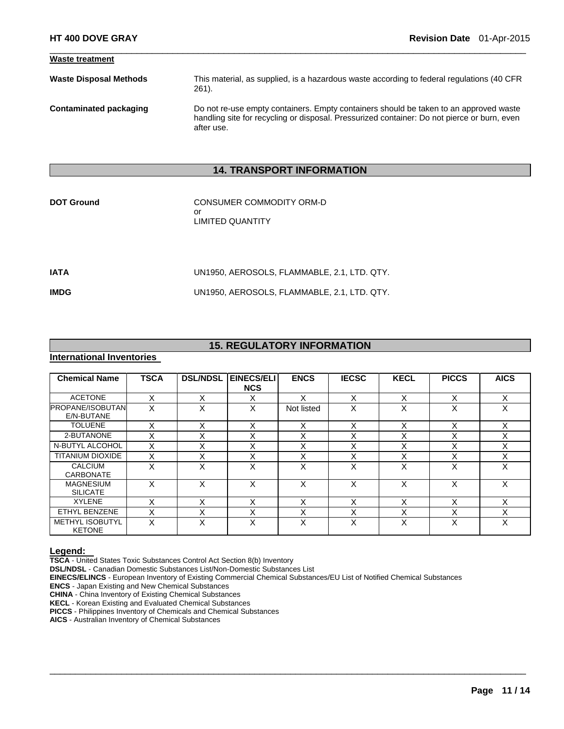**Waste treatment**

**Waste Disposal Methods**: This material, as supplied, is a hazardous waste according to federal regulations (40 CFR 261).

**Contaminated packaging**: Do not re-use empty containers. Empty containers should be taken to an approved waste handling site for recycling or disposal. Pressurized container: Do not pierce or burn, even after use.

## 14. TRANSPORT INFORMATION

**DOT Ground**: CONSUMER COMMODITY ORM-D
or
LIMITED QUANTITY

**IATA**: UN1950, AEROSOLS, FLAMMABLE, 2.1, LTD. QTY.

**IMDG**: UN1950, AEROSOLS, FLAMMABLE, 2.1, LTD. QTY.

## 15. REGULATORY INFORMATION

**International Inventories**

| Chemical Name | TSCA | DSL/NDSL | EINECS/ELINCS | ENCS | IECSC | KECL | PICCS | AICS |
|---|---|---|---|---|---|---|---|---|
| ACETONE | X | X | X | X | X | X | X | X |
| PROPANE/ISOBUTANE/N-BUTANE | X | X | X | Not listed | X | X | X | X |
| TOLUENE | X | X | X | X | X | X | X | X |
| 2-BUTANONE | X | X | X | X | X | X | X | X |
| N-BUTYL ALCOHOL | X | X | X | X | X | X | X | X |
| TITANIUM DIOXIDE | X | X | X | X | X | X | X | X |
| CALCIUM CARBONATE | X | X | X | X | X | X | X | X |
| MAGNESIUM SILICATE | X | X | X | X | X | X | X | X |
| XYLENE | X | X | X | X | X | X | X | X |
| ETHYL BENZENE | X | X | X | X | X | X | X | X |
| METHYL ISOBUTYL KETONE | X | X | X | X | X | X | X | X |

**Legend:**

**TSCA** - United States Toxic Substances Control Act Section 8(b) Inventory
**DSL/NDSL** - Canadian Domestic Substances List/Non-Domestic Substances List
**EINECS/ELINCS** - European Inventory of Existing Commercial Chemical Substances/EU List of Notified Chemical Substances
**ENCS** - Japan Existing and New Chemical Substances
**CHINA** - China Inventory of Existing Chemical Substances
**KECL** - Korean Existing and Evaluated Chemical Substances
**PICCS** - Philippines Inventory of Chemicals and Chemical Substances
**AICS** - Australian Inventory of Chemical Substances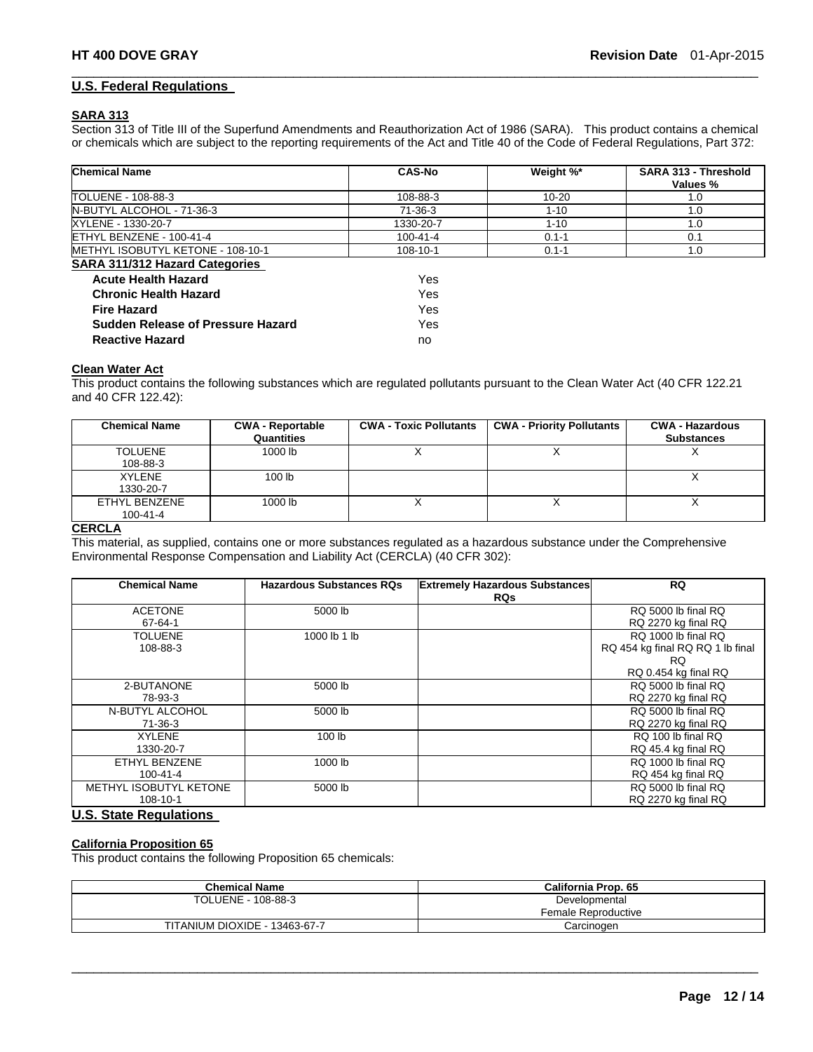## U.S. Federal Regulations

### SARA 313

Section 313 of Title III of the Superfund Amendments and Reauthorization Act of 1986 (SARA). This product contains a chemical or chemicals which are subject to the reporting requirements of the Act and Title 40 of the Code of Federal Regulations, Part 372:

| Chemical Name | CAS-No | Weight %* | SARA 313 - Threshold Values % |
|---|---|---|---|
| TOLUENE - 108-88-3 | 108-88-3 | 10-20 | 1.0 |
| N-BUTYL ALCOHOL - 71-36-3 | 71-36-3 | 1-10 | 1.0 |
| XYLENE - 1330-20-7 | 1330-20-7 | 1-10 | 1.0 |
| ETHYL BENZENE - 100-41-4 | 100-41-4 | 0.1-1 | 0.1 |
| METHYL ISOBUTYL KETONE - 108-10-1 | 108-10-1 | 0.1-1 | 1.0 |

### SARA 311/312 Hazard Categories

| | |
|---|---|
| **Acute Health Hazard** | Yes |
| **Chronic Health Hazard** | Yes |
| **Fire Hazard** | Yes |
| **Sudden Release of Pressure Hazard** | Yes |
| **Reactive Hazard** | no |

### Clean Water Act

This product contains the following substances which are regulated pollutants pursuant to the Clean Water Act (40 CFR 122.21 and 40 CFR 122.42):

| Chemical Name | CWA - Reportable Quantities | CWA - Toxic Pollutants | CWA - Priority Pollutants | CWA - Hazardous Substances |
|---|---|---|---|---|
| TOLUENE<br>108-88-3 | 1000 lb | X | X | X |
| XYLENE<br>1330-20-7 | 100 lb | | | X |
| ETHYL BENZENE<br>100-41-4 | 1000 lb | X | X | X |

### CERCLA

This material, as supplied, contains one or more substances regulated as a hazardous substance under the Comprehensive Environmental Response Compensation and Liability Act (CERCLA) (40 CFR 302):

| Chemical Name | Hazardous Substances RQs | Extremely Hazardous Substances RQs | RQ |
|---|---|---|---|
| ACETONE<br>67-64-1 | 5000 lb | | RQ 5000 lb final RQ<br>RQ 2270 kg final RQ |
| TOLUENE<br>108-88-3 | 1000 lb 1 lb | | RQ 1000 lb final RQ<br>RQ 454 kg final RQ RQ 1 lb final RQ<br>RQ 0.454 kg final RQ |
| 2-BUTANONE<br>78-93-3 | 5000 lb | | RQ 5000 lb final RQ<br>RQ 2270 kg final RQ |
| N-BUTYL ALCOHOL<br>71-36-3 | 5000 lb | | RQ 5000 lb final RQ<br>RQ 2270 kg final RQ |
| XYLENE<br>1330-20-7 | 100 lb | | RQ 100 lb final RQ<br>RQ 45.4 kg final RQ |
| ETHYL BENZENE<br>100-41-4 | 1000 lb | | RQ 1000 lb final RQ<br>RQ 454 kg final RQ |
| METHYL ISOBUTYL KETONE<br>108-10-1 | 5000 lb | | RQ 5000 lb final RQ<br>RQ 2270 kg final RQ |

## U.S. State Regulations

### California Proposition 65

This product contains the following Proposition 65 chemicals:

| Chemical Name | California Prop. 65 |
|---|---|
| TOLUENE - 108-88-3 | Developmental<br>Female Reproductive |
| TITANIUM DIOXIDE - 13463-67-7 | Carcinogen |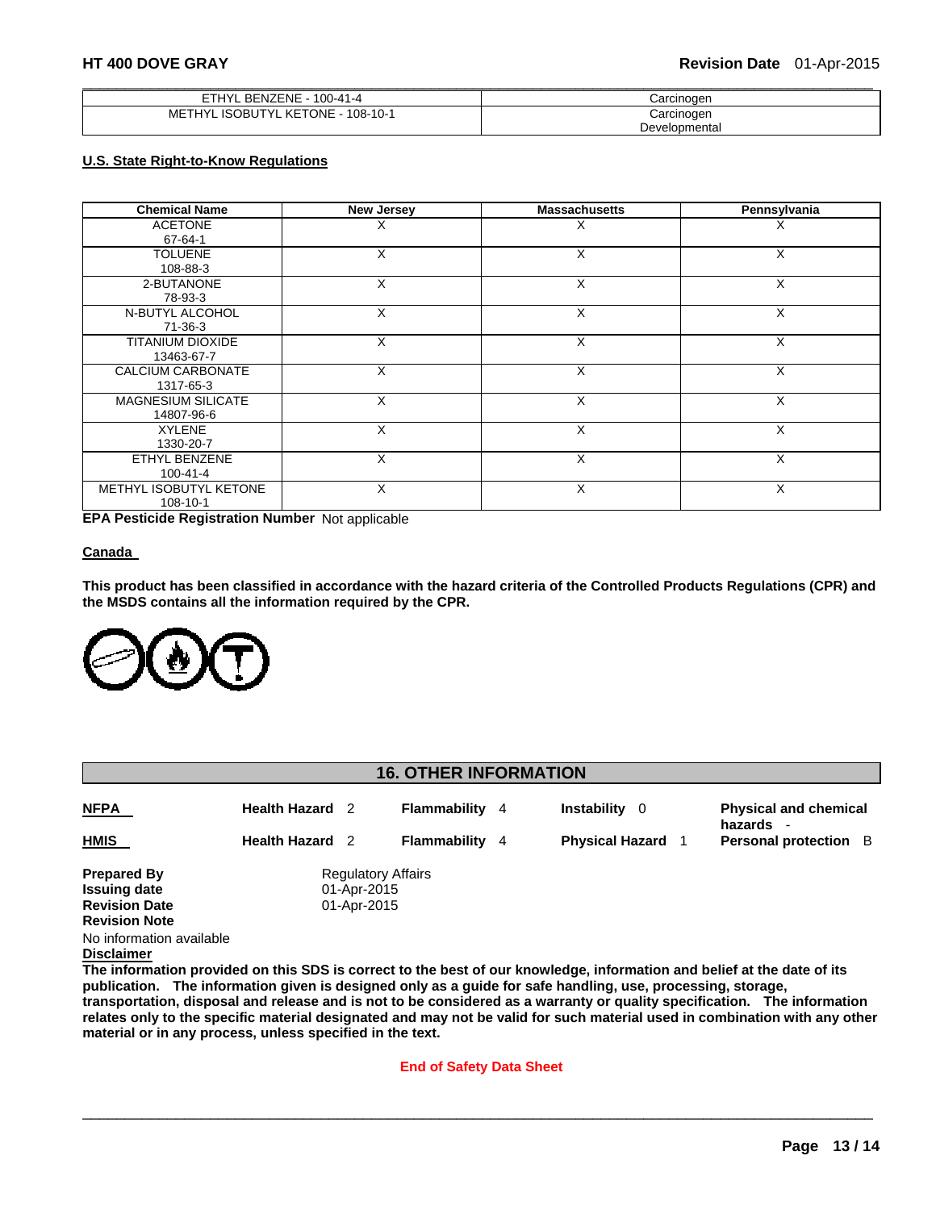| | |
|---|---|
| ETHYL BENZENE - 100-41-4 | Carcinogen |
| METHYL ISOBUTYL KETONE - 108-10-1 | Carcinogen<br>Developmental |

**U.S. State Right-to-Know Regulations**

| Chemical Name | New Jersey | Massachusetts | Pennsylvania |
|---|---|---|---|
| ACETONE<br>67-64-1 | X | X | X |
| TOLUENE<br>108-88-3 | X | X | X |
| 2-BUTANONE<br>78-93-3 | X | X | X |
| N-BUTYL ALCOHOL<br>71-36-3 | X | X | X |
| TITANIUM DIOXIDE<br>13463-67-7 | X | X | X |
| CALCIUM CARBONATE<br>1317-65-3 | X | X | X |
| MAGNESIUM SILICATE<br>14807-96-6 | X | X | X |
| XYLENE<br>1330-20-7 | X | X | X |
| ETHYL BENZENE<br>100-41-4 | X | X | X |
| METHYL ISOBUTYL KETONE<br>108-10-1 | X | X | X |

**EPA Pesticide Registration Number** Not applicable

**Canada**

**This product has been classified in accordance with the hazard criteria of the Controlled Products Regulations (CPR) and the MSDS contains all the information required by the CPR.**

## 16. OTHER INFORMATION

| | | | | |
|---|---|---|---|---|
| **NFPA** | **Health Hazard** 2 | **Flammability** 4 | **Instability** 0 | **Physical and chemical hazards** - |
| **HMIS** | **Health Hazard** 2 | **Flammability** 4 | **Physical Hazard** 1 | **Personal protection** B |

**Prepared By** Regulatory Affairs
**Issuing date** 01-Apr-2015
**Revision Date** 01-Apr-2015
**Revision Note**

No information available

**Disclaimer**

**The information provided on this SDS is correct to the best of our knowledge, information and belief at the date of its publication. The information given is designed only as a guide for safe handling, use, processing, storage, transportation, disposal and release and is not to be considered as a warranty or quality specification. The information relates only to the specific material designated and may not be valid for such material used in combination with any other material or in any process, unless specified in the text.**

**End of Safety Data Sheet**